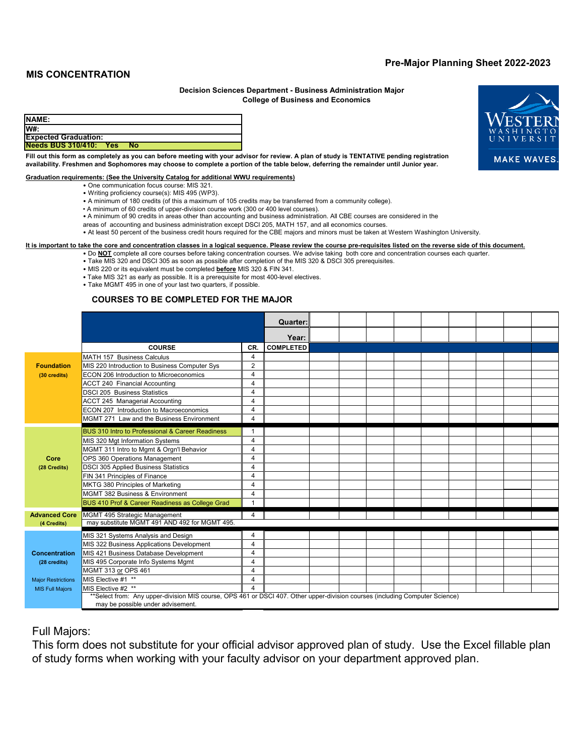**Pre-Major Planning Sheet 2022-2023**

## MIS CONCENTRATION

**Decision Sciences Department - Business Administration Major**
**College of Business and Economics**

| |
|---|
| **NAME:** |
| **W#:** |
| **Expected Graduation:** |
| **Needs BUS 310/410: Yes No** |

**Fill out this form as completely as you can before meeting with your advisor for review. A plan of study is TENTATIVE pending registration availability. Freshmen and Sophomores may choose to complete a portion of the table below, deferring the remainder until Junior year.**

**Graduation requirements: (See the University Catalog for additional WWU requirements)**

- One communication focus course: MIS 321.
- Writing proficiency course(s): MIS 495 (WP3).
- A minimum of 180 credits (of this a maximum of 105 credits may be transferred from a community college).
- A minimum of 60 credits of upper-division course work (300 or 400 level courses).
- A minimum of 90 credits in areas other than accounting and business administration. All CBE courses are considered in the areas of accounting and business administration except DSCI 205, MATH 157, and all economics courses.
- At least 50 percent of the business credit hours required for the CBE majors and minors must be taken at Western Washington University.

**It is important to take the core and concentration classes in a logical sequence. Please review the course pre-requisites listed on the reverse side of this document.**

- Do **NOT** complete all core courses before taking concentration courses. We advise taking both core and concentration courses each quarter.
- Take MIS 320 and DSCI 305 as soon as possible after completion of the MIS 320 & DSCI 305 prerequisites.
- MIS 220 or its equivalent must be completed **before** MIS 320 & FIN 341.
- Take MIS 321 as early as possible. It is a prerequisite for most 400-level electives.
- Take MGMT 495 in one of your last two quarters, if possible.

### COURSES TO BE COMPLETED FOR THE MAJOR

| | | | Quarter: | | | | | | | | | |
|---|---|---|---|---|---|---|---|---|---|---|---|---|
| | | | Year: | | | | | | | | | |
| | COURSE | CR. | COMPLETED | | | | | | | | | |
| **Foundation (30 credits)** | MATH 157 Business Calculus | 4 | | | | | | | | | | |
| | MIS 220 Introduction to Business Computer Sys | 2 | | | | | | | | | | |
| | ECON 206 Introduction to Microeconomics | 4 | | | | | | | | | | |
| | ACCT 240 Financial Accounting | 4 | | | | | | | | | | |
| | DSCI 205 Business Statistics | 4 | | | | | | | | | | |
| | ACCT 245 Managerial Accounting | 4 | | | | | | | | | | |
| | ECON 207 Introduction to Macroeconomics | 4 | | | | | | | | | | |
| | MGMT 271 Law and the Business Environment | 4 | | | | | | | | | | |
| **Core (28 Credits)** | BUS 310 Intro to Professional & Career Readiness | 1 | | | | | | | | | | |
| | MIS 320 Mgt Information Systems | 4 | | | | | | | | | | |
| | MGMT 311 Intro to Mgmt & Orgn'l Behavior | 4 | | | | | | | | | | |
| | OPS 360 Operations Management | 4 | | | | | | | | | | |
| | DSCI 305 Applied Business Statistics | 4 | | | | | | | | | | |
| | FIN 341 Principles of Finance | 4 | | | | | | | | | | |
| | MKTG 380 Principles of Marketing | 4 | | | | | | | | | | |
| | MGMT 382 Business & Environment | 4 | | | | | | | | | | |
| | BUS 410 Prof & Career Readiness as College Grad | 1 | | | | | | | | | | |
| **Advanced Core (4 Credits)** | MGMT 495 Strategic Management | 4 | | | | | | | | | | |
| | may substitute MGMT 491 AND 492 for MGMT 495. | | | | | | | | | | | |
| **Concentration (28 credits)** | MIS 321 Systems Analysis and Design | 4 | | | | | | | | | | |
| | MIS 322 Business Applications Development | 4 | | | | | | | | | | |
| | MIS 421 Business Database Development | 4 | | | | | | | | | | |
| | MIS 495 Corporate Info Systems Mgmt | 4 | | | | | | | | | | |
| | MGMT 313 or OPS 461 | 4 | | | | | | | | | | |
| Major Restrictions | MIS Elective #1 ** | 4 | | | | | | | | | | |
| MIS Full Majors | MIS Elective #2 ** | 4 | | | | | | | | | | |
| | **Select from: Any upper-division MIS course, OPS 461 or DSCI 407. Other upper-division courses (including Computer Science) may be possible under advisement. | | | | | | | | | | | |

Full Majors:
This form does not substitute for your official advisor approved plan of study. Use the Excel fillable plan of study forms when working with your faculty advisor on your department approved plan.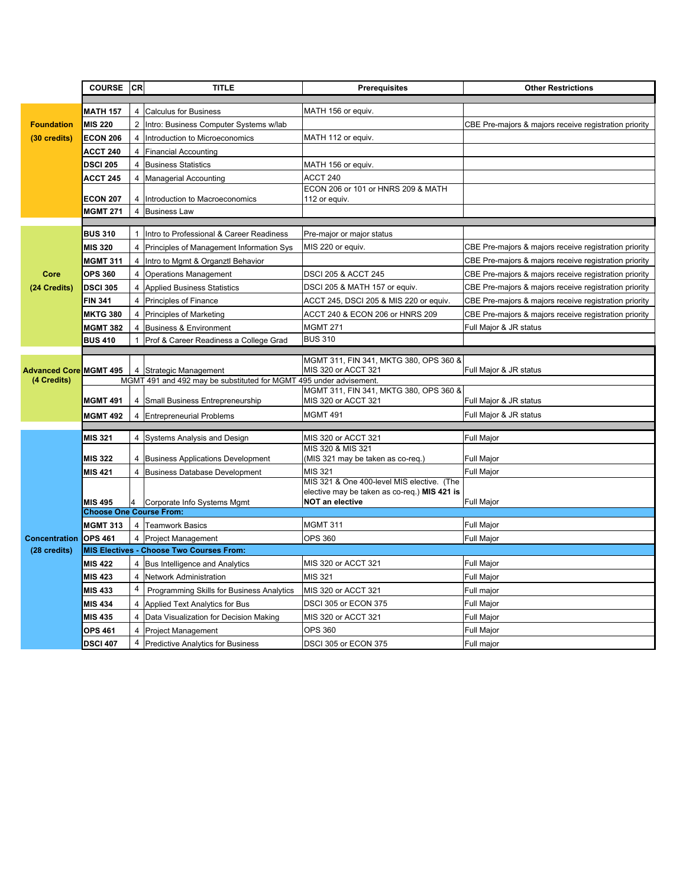| | COURSE | CR | TITLE | Prerequisites | Other Restrictions |
|---|---|---|---|---|---|
| **Foundation** | **MATH 157** | 4 | Calculus for Business | MATH 156 or equiv. | |
| **(30 credits)** | **MIS 220** | 2 | Intro: Business Computer Systems w/lab | | CBE Pre-majors & majors receive registration priority |
| | **ECON 206** | 4 | Introduction to Microeconomics | MATH 112 or equiv. | |
| | **ACCT 240** | 4 | Financial Accounting | | |
| | **DSCI 205** | 4 | Business Statistics | MATH 156 or equiv. | |
| | **ACCT 245** | 4 | Managerial Accounting | ACCT 240 | |
| | **ECON 207** | 4 | Introduction to Macroeconomics | ECON 206 or 101 or HNRS 209 & MATH 112 or equiv. | |
| | **MGMT 271** | 4 | Business Law | | |
| **Core** | **BUS 310** | 1 | Intro to Professional & Career Readiness | Pre-major or major status | |
| **(24 Credits)** | **MIS 320** | 4 | Principles of Management Information Sys | MIS 220 or equiv. | CBE Pre-majors & majors receive registration priority |
| | **MGMT 311** | 4 | Intro to Mgmt & Organztl Behavior | | CBE Pre-majors & majors receive registration priority |
| | **OPS 360** | 4 | Operations Management | DSCI 205 & ACCT 245 | CBE Pre-majors & majors receive registration priority |
| | **DSCI 305** | 4 | Applied Business Statistics | DSCI 205 & MATH 157 or equiv. | CBE Pre-majors & majors receive registration priority |
| | **FIN 341** | 4 | Principles of Finance | ACCT 245, DSCI 205 & MIS 220 or equiv. | CBE Pre-majors & majors receive registration priority |
| | **MKTG 380** | 4 | Principles of Marketing | ACCT 240 & ECON 206 or HNRS 209 | CBE Pre-majors & majors receive registration priority |
| | **MGMT 382** | 4 | Business & Environment | MGMT 271 | Full Major & JR status |
| | **BUS 410** | 1 | Prof & Career Readiness a College Grad | BUS 310 | |
| **Advanced Core** | **MGMT 495** | 4 | Strategic Management | MGMT 311, FIN 341, MKTG 380, OPS 360 & MIS 320 or ACCT 321 | Full Major & JR status |
| **(4 Credits)** | MGMT 491 and 492 may be substituted for MGMT 495 under advisement. | | | | |
| | **MGMT 491** | 4 | Small Business Entrepreneurship | MGMT 311, FIN 341, MKTG 380, OPS 360 & MIS 320 or ACCT 321 | Full Major & JR status |
| | **MGMT 492** | 4 | Entrepreneurial Problems | MGMT 491 | Full Major & JR status |
| **Concentration** | **MIS 321** | 4 | Systems Analysis and Design | MIS 320 or ACCT 321 | Full Major |
| **(28 credits)** | **MIS 322** | 4 | Business Applications Development | MIS 320 & MIS 321 (MIS 321 may be taken as co-req.) | Full Major |
| | **MIS 421** | 4 | Business Database Development | MIS 321 | Full Major |
| | **MIS 495** | 4 | Corporate Info Systems Mgmt | MIS 321 & One 400-level MIS elective. (The elective may be taken as co-req.) **MIS 421 is NOT an elective** | Full Major |
| | **Choose One Course From:** | | | | |
| | **MGMT 313** | 4 | Teamwork Basics | MGMT 311 | Full Major |
| | **OPS 461** | 4 | Project Management | OPS 360 | Full Major |
| | **MIS Electives - Choose Two Courses From:** | | | | |
| | **MIS 422** | 4 | Bus Intelligence and Analytics | MIS 320 or ACCT 321 | Full Major |
| | **MIS 423** | 4 | Network Administration | MIS 321 | Full Major |
| | **MIS 433** | 4 | Programming Skills for Business Analytics | MIS 320 or ACCT 321 | Full major |
| | **MIS 434** | 4 | Applied Text Analytics for Bus | DSCI 305 or ECON 375 | Full Major |
| | **MIS 435** | 4 | Data Visualization for Decision Making | MIS 320 or ACCT 321 | Full Major |
| | **OPS 461** | 4 | Project Management | OPS 360 | Full Major |
| | **DSCI 407** | 4 | Predictive Analytics for Business | DSCI 305 or ECON 375 | Full major |